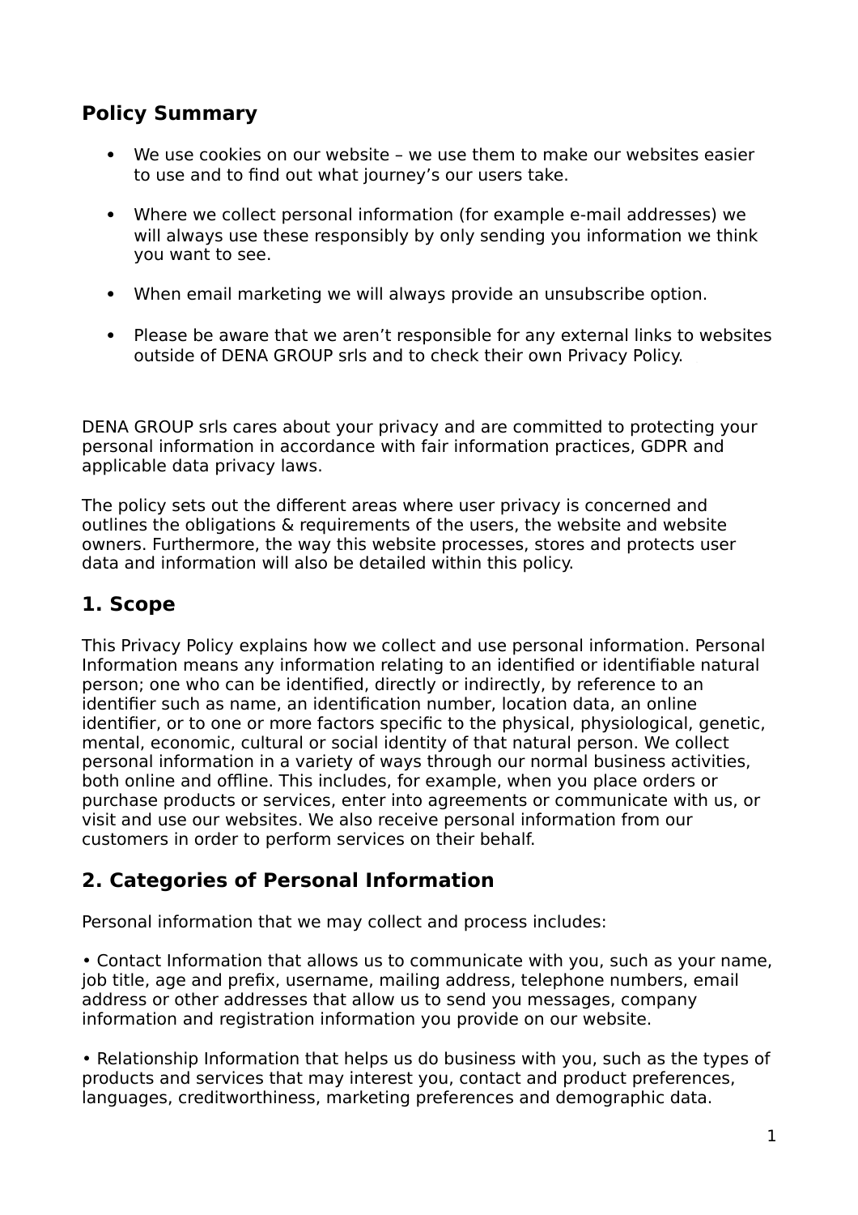## Policy Summary

- We use cookies on our website – we use them to make our websites easier to use and to find out what journey's our users take.
- Where we collect personal information (for example e-mail addresses) we will always use these responsibly by only sending you information we think you want to see.
- When email marketing we will always provide an unsubscribe option.
- Please be aware that we aren't responsible for any external links to websites outside of DENA GROUP srls and to check their own Privacy Policy.

DENA GROUP srls cares about your privacy and are committed to protecting your personal information in accordance with fair information practices, GDPR and applicable data privacy laws.

The policy sets out the different areas where user privacy is concerned and outlines the obligations & requirements of the users, the website and website owners. Furthermore, the way this website processes, stores and protects user data and information will also be detailed within this policy.

## 1. Scope

This Privacy Policy explains how we collect and use personal information. Personal Information means any information relating to an identified or identifiable natural person; one who can be identified, directly or indirectly, by reference to an identifier such as name, an identification number, location data, an online identifier, or to one or more factors specific to the physical, physiological, genetic, mental, economic, cultural or social identity of that natural person. We collect personal information in a variety of ways through our normal business activities, both online and offline. This includes, for example, when you place orders or purchase products or services, enter into agreements or communicate with us, or visit and use our websites. We also receive personal information from our customers in order to perform services on their behalf.

## 2. Categories of Personal Information

Personal information that we may collect and process includes:

• Contact Information that allows us to communicate with you, such as your name, job title, age and prefix, username, mailing address, telephone numbers, email address or other addresses that allow us to send you messages, company information and registration information you provide on our website.

• Relationship Information that helps us do business with you, such as the types of products and services that may interest you, contact and product preferences, languages, creditworthiness, marketing preferences and demographic data.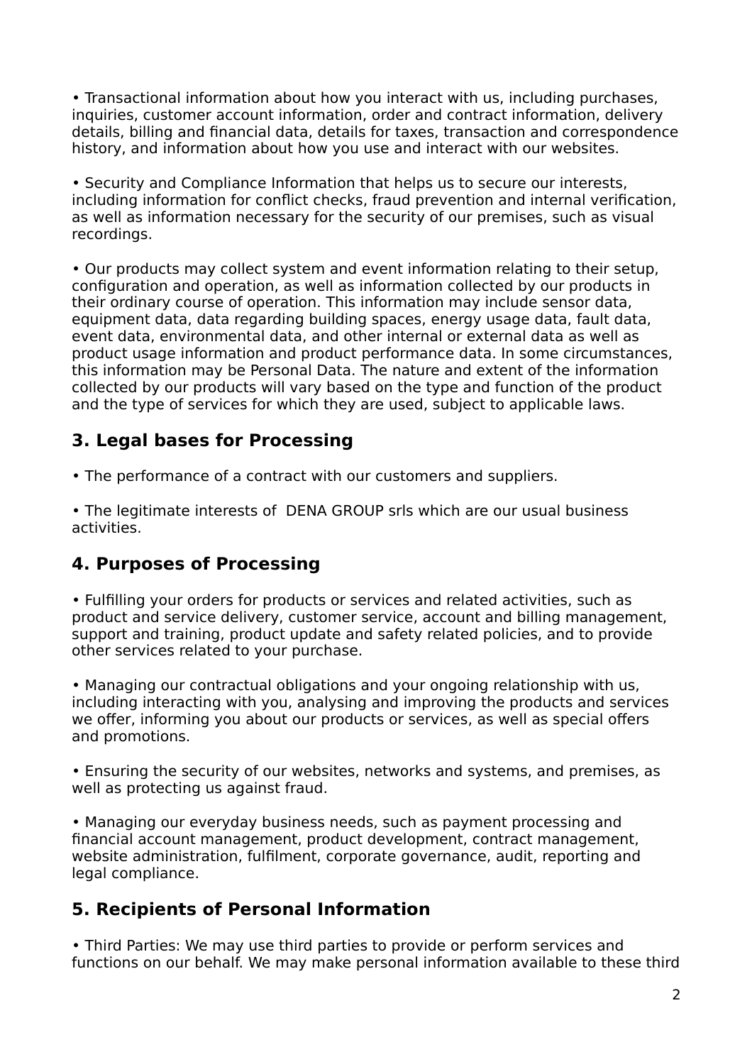• Transactional information about how you interact with us, including purchases, inquiries, customer account information, order and contract information, delivery details, billing and financial data, details for taxes, transaction and correspondence history, and information about how you use and interact with our websites.

• Security and Compliance Information that helps us to secure our interests, including information for conflict checks, fraud prevention and internal verification, as well as information necessary for the security of our premises, such as visual recordings.

• Our products may collect system and event information relating to their setup, configuration and operation, as well as information collected by our products in their ordinary course of operation. This information may include sensor data, equipment data, data regarding building spaces, energy usage data, fault data, event data, environmental data, and other internal or external data as well as product usage information and product performance data. In some circumstances, this information may be Personal Data. The nature and extent of the information collected by our products will vary based on the type and function of the product and the type of services for which they are used, subject to applicable laws.

## 3. Legal bases for Processing

• The performance of a contract with our customers and suppliers.

• The legitimate interests of DENA GROUP srls which are our usual business activities.

## 4. Purposes of Processing

• Fulfilling your orders for products or services and related activities, such as product and service delivery, customer service, account and billing management, support and training, product update and safety related policies, and to provide other services related to your purchase.

• Managing our contractual obligations and your ongoing relationship with us, including interacting with you, analysing and improving the products and services we offer, informing you about our products or services, as well as special offers and promotions.

• Ensuring the security of our websites, networks and systems, and premises, as well as protecting us against fraud.

• Managing our everyday business needs, such as payment processing and financial account management, product development, contract management, website administration, fulfilment, corporate governance, audit, reporting and legal compliance.

## 5. Recipients of Personal Information

• Third Parties: We may use third parties to provide or perform services and functions on our behalf. We may make personal information available to these third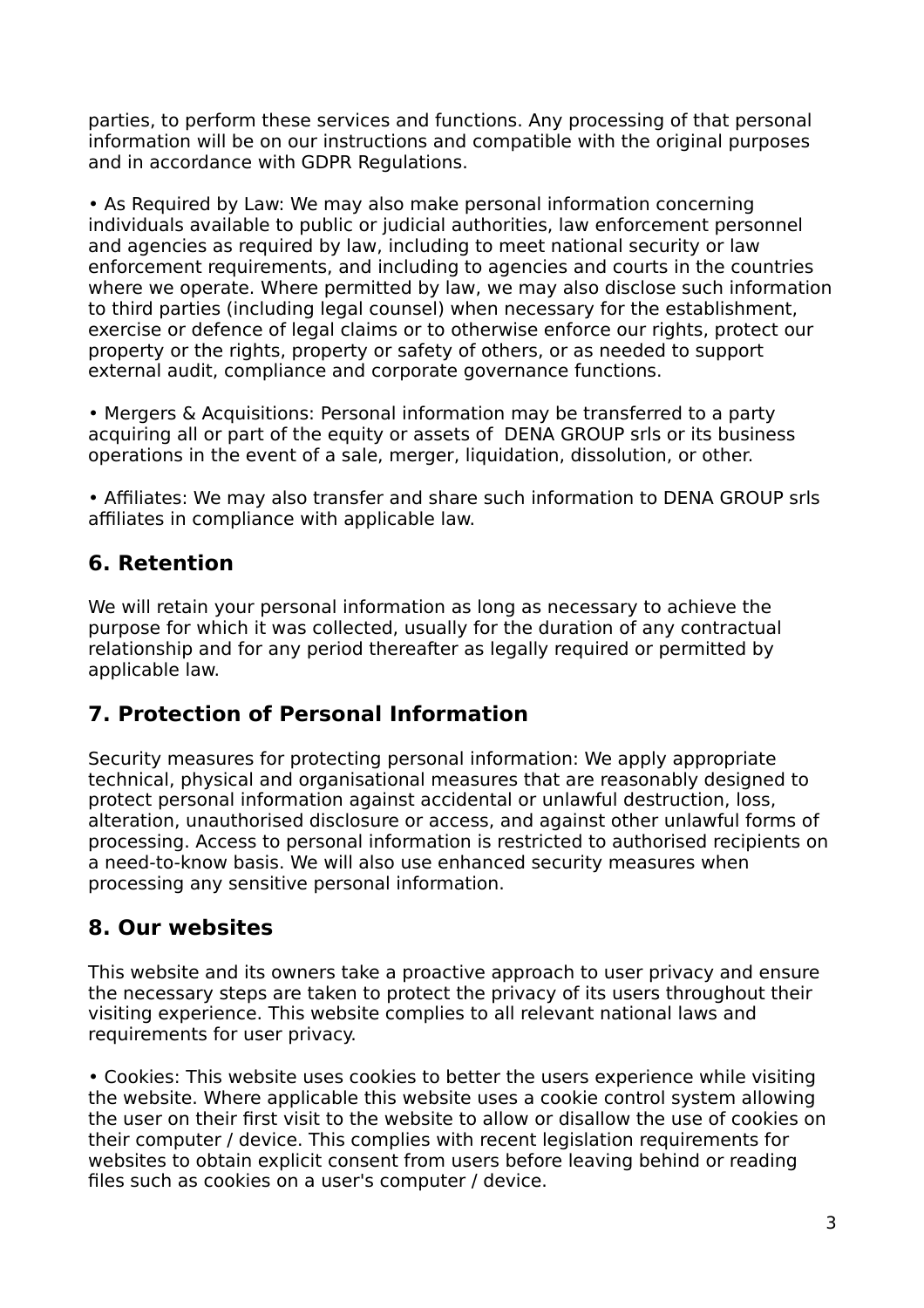parties, to perform these services and functions. Any processing of that personal information will be on our instructions and compatible with the original purposes and in accordance with GDPR Regulations.

• As Required by Law: We may also make personal information concerning individuals available to public or judicial authorities, law enforcement personnel and agencies as required by law, including to meet national security or law enforcement requirements, and including to agencies and courts in the countries where we operate. Where permitted by law, we may also disclose such information to third parties (including legal counsel) when necessary for the establishment, exercise or defence of legal claims or to otherwise enforce our rights, protect our property or the rights, property or safety of others, or as needed to support external audit, compliance and corporate governance functions.

• Mergers & Acquisitions: Personal information may be transferred to a party acquiring all or part of the equity or assets of DENA GROUP srls or its business operations in the event of a sale, merger, liquidation, dissolution, or other.

• Affiliates: We may also transfer and share such information to DENA GROUP srls affiliates in compliance with applicable law.

## 6. Retention

We will retain your personal information as long as necessary to achieve the purpose for which it was collected, usually for the duration of any contractual relationship and for any period thereafter as legally required or permitted by applicable law.

## 7. Protection of Personal Information

Security measures for protecting personal information: We apply appropriate technical, physical and organisational measures that are reasonably designed to protect personal information against accidental or unlawful destruction, loss, alteration, unauthorised disclosure or access, and against other unlawful forms of processing. Access to personal information is restricted to authorised recipients on a need-to-know basis. We will also use enhanced security measures when processing any sensitive personal information.

## 8. Our websites

This website and its owners take a proactive approach to user privacy and ensure the necessary steps are taken to protect the privacy of its users throughout their visiting experience. This website complies to all relevant national laws and requirements for user privacy.

• Cookies: This website uses cookies to better the users experience while visiting the website. Where applicable this website uses a cookie control system allowing the user on their first visit to the website to allow or disallow the use of cookies on their computer / device. This complies with recent legislation requirements for websites to obtain explicit consent from users before leaving behind or reading files such as cookies on a user's computer / device.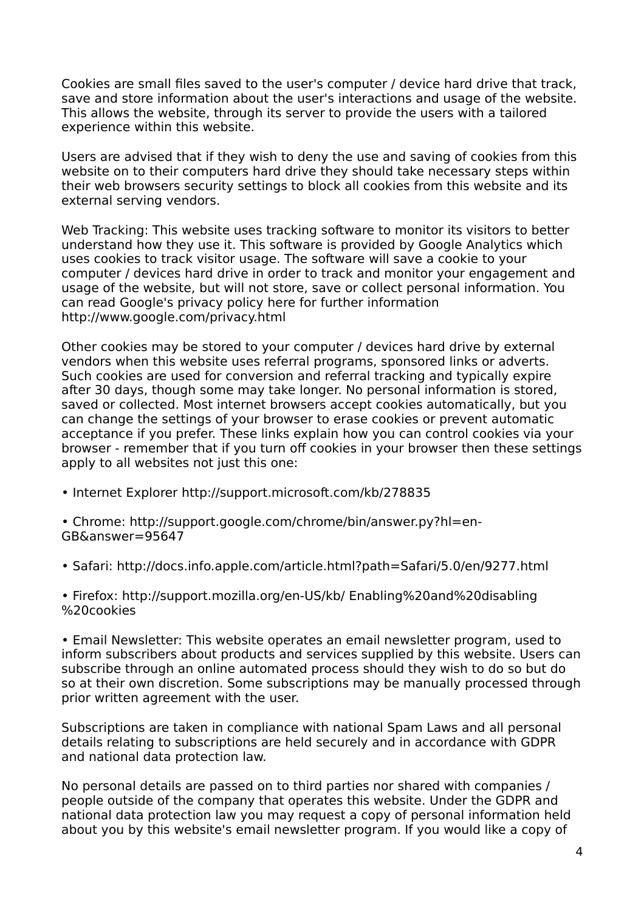Cookies are small files saved to the user's computer / device hard drive that track, save and store information about the user's interactions and usage of the website. This allows the website, through its server to provide the users with a tailored experience within this website.

Users are advised that if they wish to deny the use and saving of cookies from this website on to their computers hard drive they should take necessary steps within their web browsers security settings to block all cookies from this website and its external serving vendors.

Web Tracking: This website uses tracking software to monitor its visitors to better understand how they use it. This software is provided by Google Analytics which uses cookies to track visitor usage. The software will save a cookie to your computer / devices hard drive in order to track and monitor your engagement and usage of the website, but will not store, save or collect personal information. You can read Google's privacy policy here for further information http://www.google.com/privacy.html

Other cookies may be stored to your computer / devices hard drive by external vendors when this website uses referral programs, sponsored links or adverts. Such cookies are used for conversion and referral tracking and typically expire after 30 days, though some may take longer. No personal information is stored, saved or collected. Most internet browsers accept cookies automatically, but you can change the settings of your browser to erase cookies or prevent automatic acceptance if you prefer. These links explain how you can control cookies via your browser - remember that if you turn off cookies in your browser then these settings apply to all websites not just this one:

- Internet Explorer http://support.microsoft.com/kb/278835

- Chrome: http://support.google.com/chrome/bin/answer.py?hl=en-GB&answer=95647

- Safari: http://docs.info.apple.com/article.html?path=Safari/5.0/en/9277.html

- Firefox: http://support.mozilla.org/en-US/kb/ Enabling%20and%20disabling %20cookies

- Email Newsletter: This website operates an email newsletter program, used to inform subscribers about products and services supplied by this website. Users can subscribe through an online automated process should they wish to do so but do so at their own discretion. Some subscriptions may be manually processed through prior written agreement with the user.

Subscriptions are taken in compliance with national Spam Laws and all personal details relating to subscriptions are held securely and in accordance with GDPR and national data protection law.

No personal details are passed on to third parties nor shared with companies / people outside of the company that operates this website. Under the GDPR and national data protection law you may request a copy of personal information held about you by this website's email newsletter program. If you would like a copy of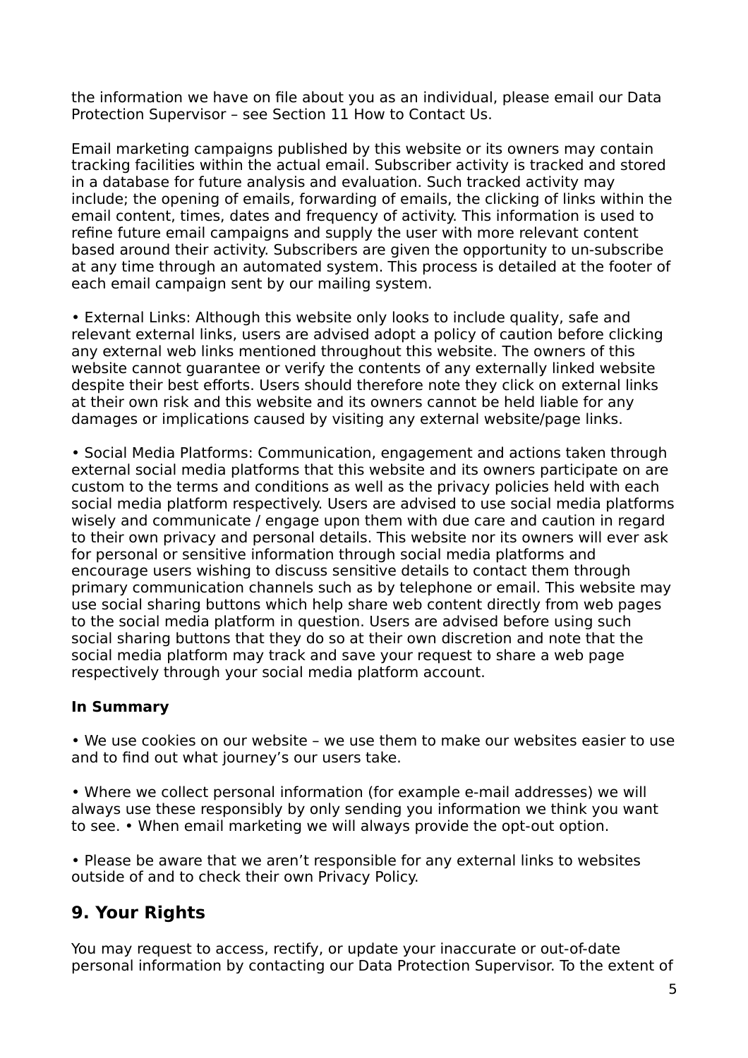the information we have on file about you as an individual, please email our Data Protection Supervisor – see Section 11 How to Contact Us.

Email marketing campaigns published by this website or its owners may contain tracking facilities within the actual email. Subscriber activity is tracked and stored in a database for future analysis and evaluation. Such tracked activity may include; the opening of emails, forwarding of emails, the clicking of links within the email content, times, dates and frequency of activity. This information is used to refine future email campaigns and supply the user with more relevant content based around their activity. Subscribers are given the opportunity to un-subscribe at any time through an automated system. This process is detailed at the footer of each email campaign sent by our mailing system.

• External Links: Although this website only looks to include quality, safe and relevant external links, users are advised adopt a policy of caution before clicking any external web links mentioned throughout this website. The owners of this website cannot guarantee or verify the contents of any externally linked website despite their best efforts. Users should therefore note they click on external links at their own risk and this website and its owners cannot be held liable for any damages or implications caused by visiting any external website/page links.

• Social Media Platforms: Communication, engagement and actions taken through external social media platforms that this website and its owners participate on are custom to the terms and conditions as well as the privacy policies held with each social media platform respectively. Users are advised to use social media platforms wisely and communicate / engage upon them with due care and caution in regard to their own privacy and personal details. This website nor its owners will ever ask for personal or sensitive information through social media platforms and encourage users wishing to discuss sensitive details to contact them through primary communication channels such as by telephone or email. This website may use social sharing buttons which help share web content directly from web pages to the social media platform in question. Users are advised before using such social sharing buttons that they do so at their own discretion and note that the social media platform may track and save your request to share a web page respectively through your social media platform account.

**In Summary**

• We use cookies on our website – we use them to make our websites easier to use and to find out what journey's our users take.

• Where we collect personal information (for example e-mail addresses) we will always use these responsibly by only sending you information we think you want to see. • When email marketing we will always provide the opt-out option.

• Please be aware that we aren't responsible for any external links to websites outside of and to check their own Privacy Policy.

## 9. Your Rights

You may request to access, rectify, or update your inaccurate or out-of-date personal information by contacting our Data Protection Supervisor. To the extent of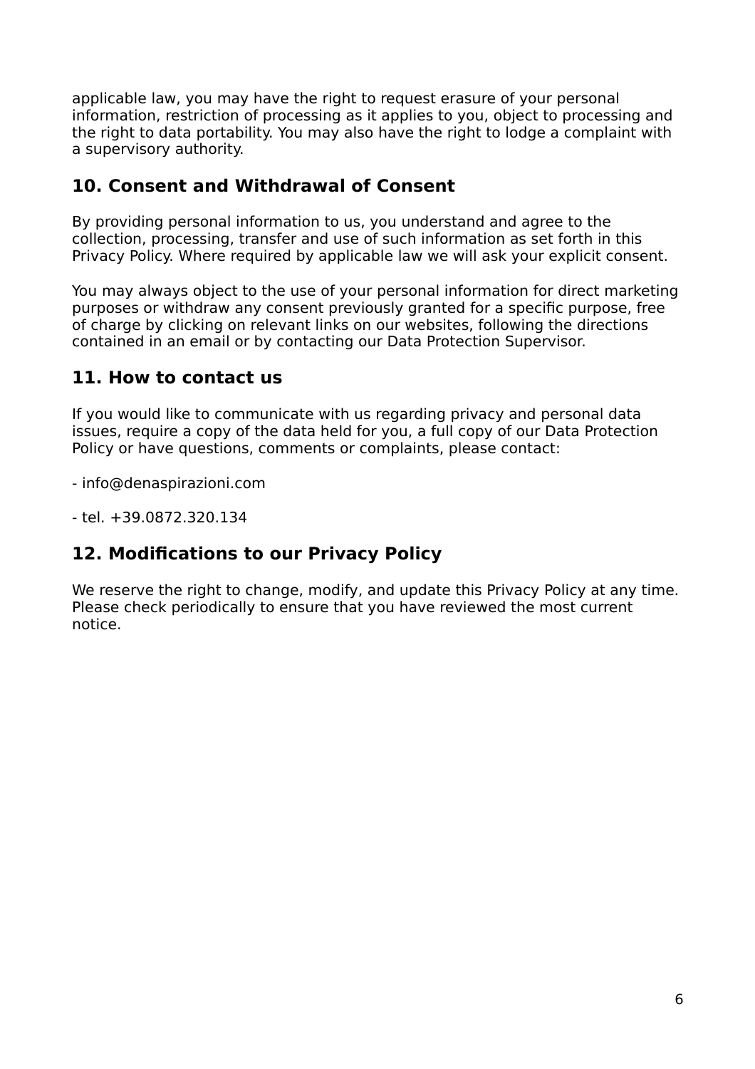applicable law, you may have the right to request erasure of your personal information, restriction of processing as it applies to you, object to processing and the right to data portability. You may also have the right to lodge a complaint with a supervisory authority.

## 10. Consent and Withdrawal of Consent

By providing personal information to us, you understand and agree to the collection, processing, transfer and use of such information as set forth in this Privacy Policy. Where required by applicable law we will ask your explicit consent.

You may always object to the use of your personal information for direct marketing purposes or withdraw any consent previously granted for a specific purpose, free of charge by clicking on relevant links on our websites, following the directions contained in an email or by contacting our Data Protection Supervisor.

## 11. How to contact us

If you would like to communicate with us regarding privacy and personal data issues, require a copy of the data held for you, a full copy of our Data Protection Policy or have questions, comments or complaints, please contact:

- info@denaspirazioni.com

- tel. +39.0872.320.134

## 12. Modifications to our Privacy Policy

We reserve the right to change, modify, and update this Privacy Policy at any time. Please check periodically to ensure that you have reviewed the most current notice.